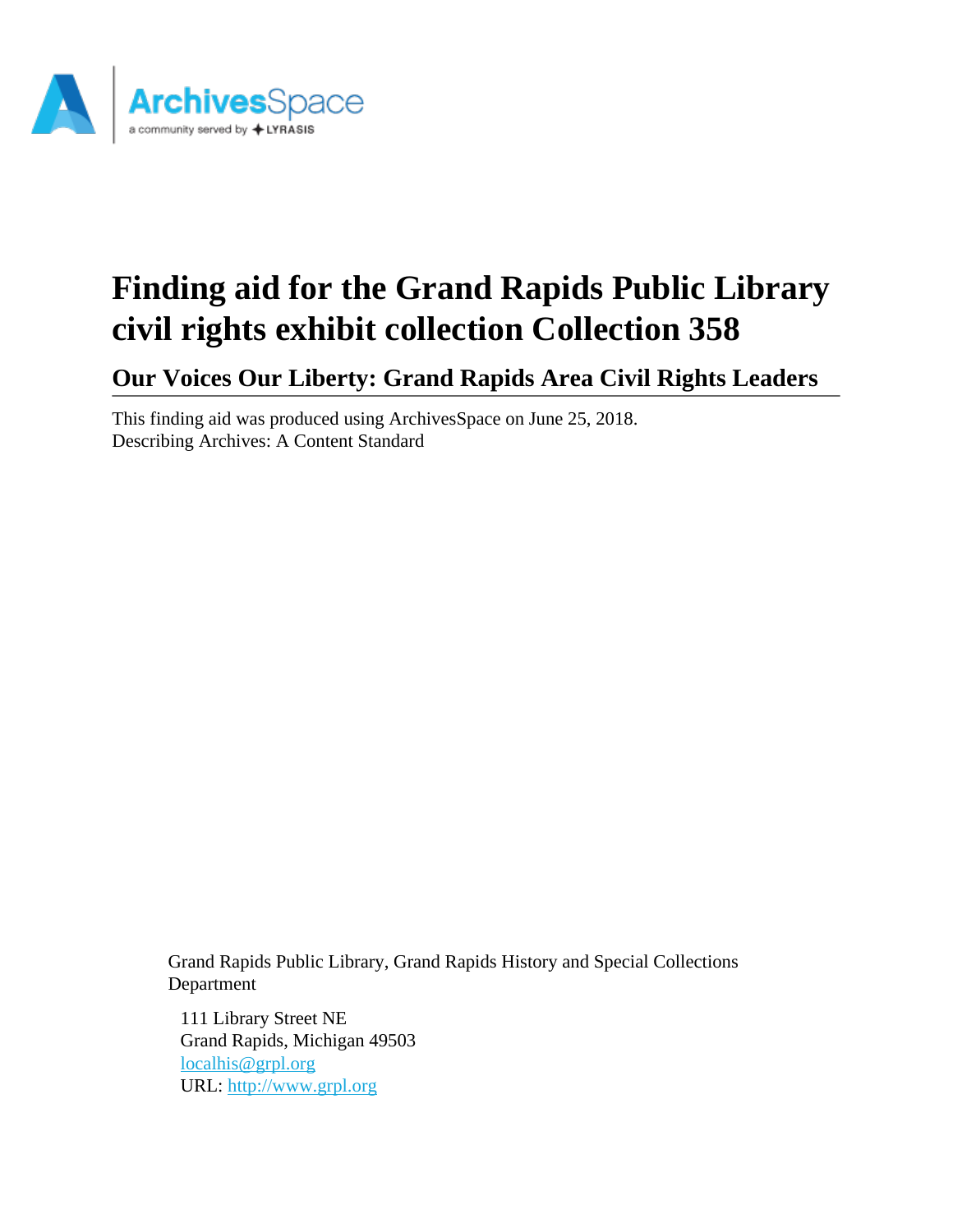# Finding aid for the Grand Rapids Public Library civil rights exhibit collection Collection 358

## Our Voices Our Liberty: Grand Rapids Area Civil Rights Leaders

This finding aid was produced using ArchivesSpace on June 25, 2018.
Describing Archives: A Content Standard

Grand Rapids Public Library, Grand Rapids History and Special Collections Department

111 Library Street NE
Grand Rapids, Michigan 49503
localhis@grpl.org
URL: http://www.grpl.org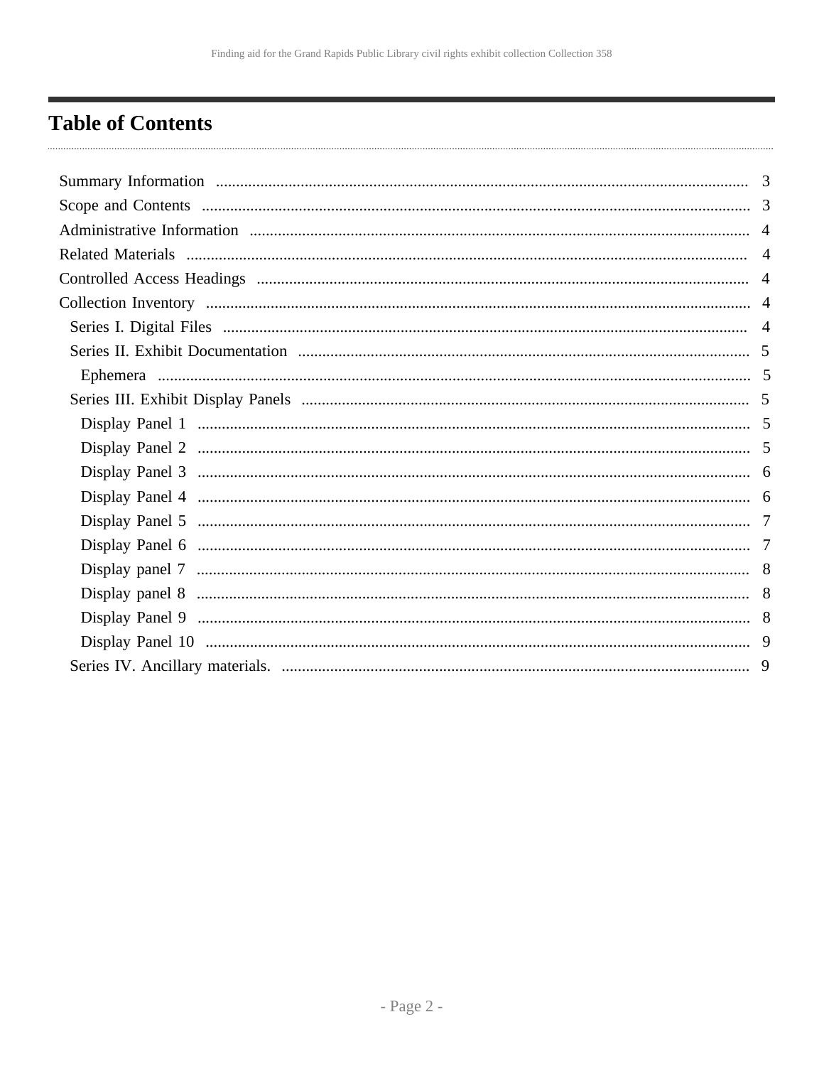# Table of Contents

- Summary Information ... 3
- Scope and Contents ... 3
- Administrative Information ... 4
- Related Materials ... 4
- Controlled Access Headings ... 4
- Collection Inventory ... 4
  - Series I. Digital Files ... 4
  - Series II. Exhibit Documentation ... 5
    - Ephemera ... 5
  - Series III. Exhibit Display Panels ... 5
    - Display Panel 1 ... 5
    - Display Panel 2 ... 5
    - Display Panel 3 ... 6
    - Display Panel 4 ... 6
    - Display Panel 5 ... 7
    - Display Panel 6 ... 7
    - Display panel 7 ... 8
    - Display panel 8 ... 8
    - Display Panel 9 ... 8
    - Display Panel 10 ... 9
  - Series IV. Ancillary materials. ... 9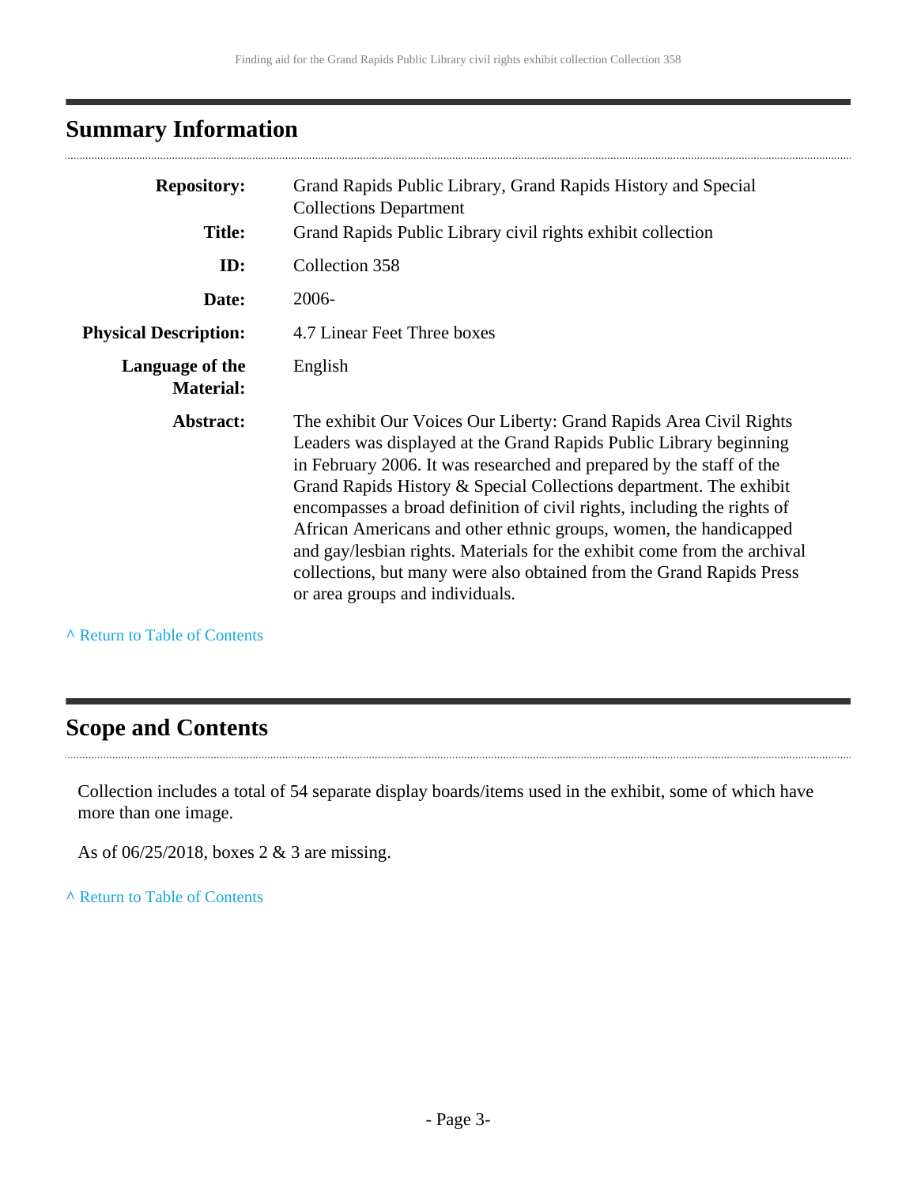## Summary Information

| | |
|---|---|
| **Repository:** | Grand Rapids Public Library, Grand Rapids History and Special Collections Department |
| **Title:** | Grand Rapids Public Library civil rights exhibit collection |
| **ID:** | Collection 358 |
| **Date:** | 2006- |
| **Physical Description:** | 4.7 Linear Feet Three boxes |
| **Language of the Material:** | English |
| **Abstract:** | The exhibit Our Voices Our Liberty: Grand Rapids Area Civil Rights Leaders was displayed at the Grand Rapids Public Library beginning in February 2006. It was researched and prepared by the staff of the Grand Rapids History & Special Collections department. The exhibit encompasses a broad definition of civil rights, including the rights of African Americans and other ethnic groups, women, the handicapped and gay/lesbian rights. Materials for the exhibit come from the archival collections, but many were also obtained from the Grand Rapids Press or area groups and individuals. |

^ Return to Table of Contents

## Scope and Contents

Collection includes a total of 54 separate display boards/items used in the exhibit, some of which have more than one image.

As of 06/25/2018, boxes 2 & 3 are missing.

^ Return to Table of Contents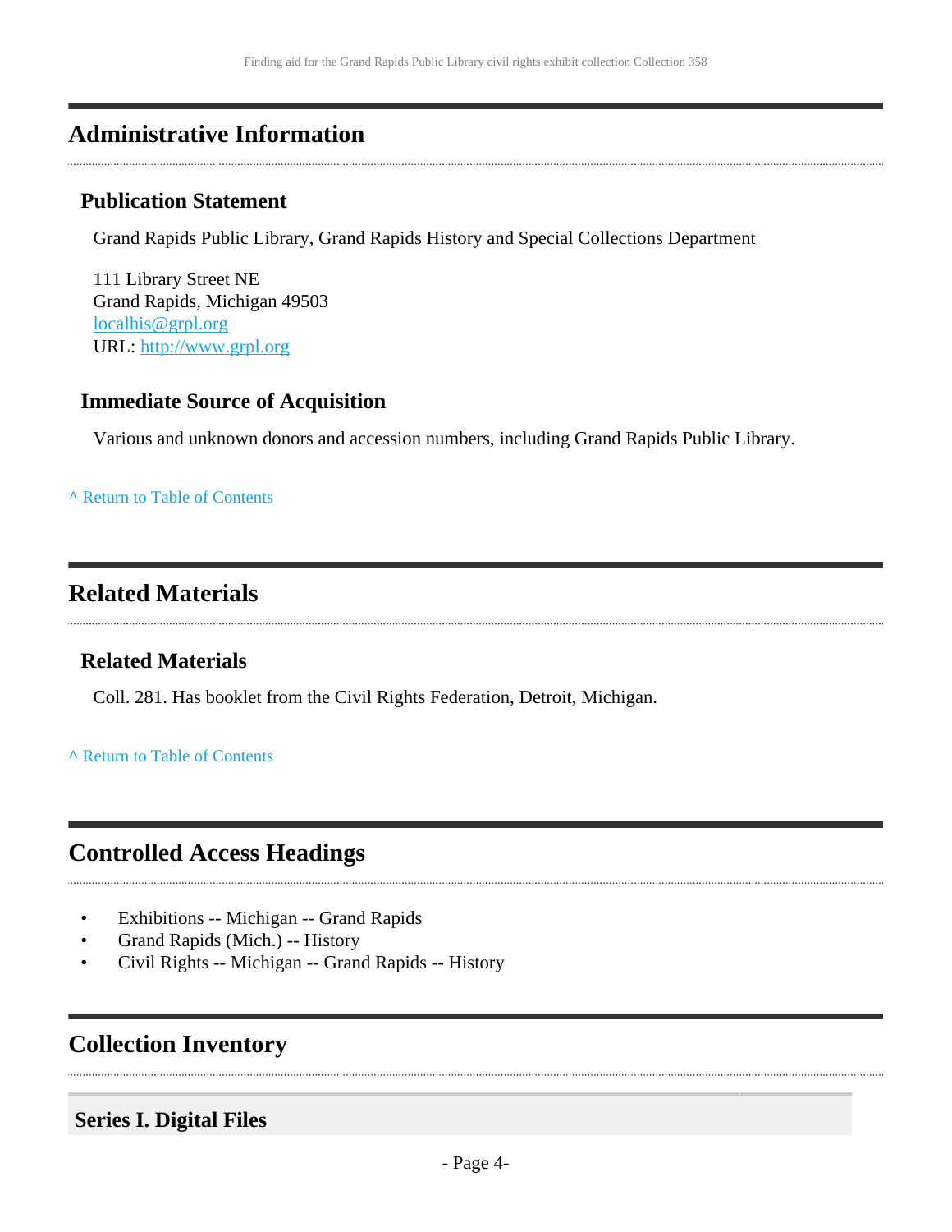## Administrative Information

### Publication Statement

Grand Rapids Public Library, Grand Rapids History and Special Collections Department

111 Library Street NE
Grand Rapids, Michigan 49503
localhis@grpl.org
URL: http://www.grpl.org

### Immediate Source of Acquisition

Various and unknown donors and accession numbers, including Grand Rapids Public Library.

^ Return to Table of Contents

## Related Materials

### Related Materials

Coll. 281. Has booklet from the Civil Rights Federation, Detroit, Michigan.

^ Return to Table of Contents

## Controlled Access Headings

- Exhibitions -- Michigan -- Grand Rapids
- Grand Rapids (Mich.) -- History
- Civil Rights -- Michigan -- Grand Rapids -- History

## Collection Inventory

### Series I. Digital Files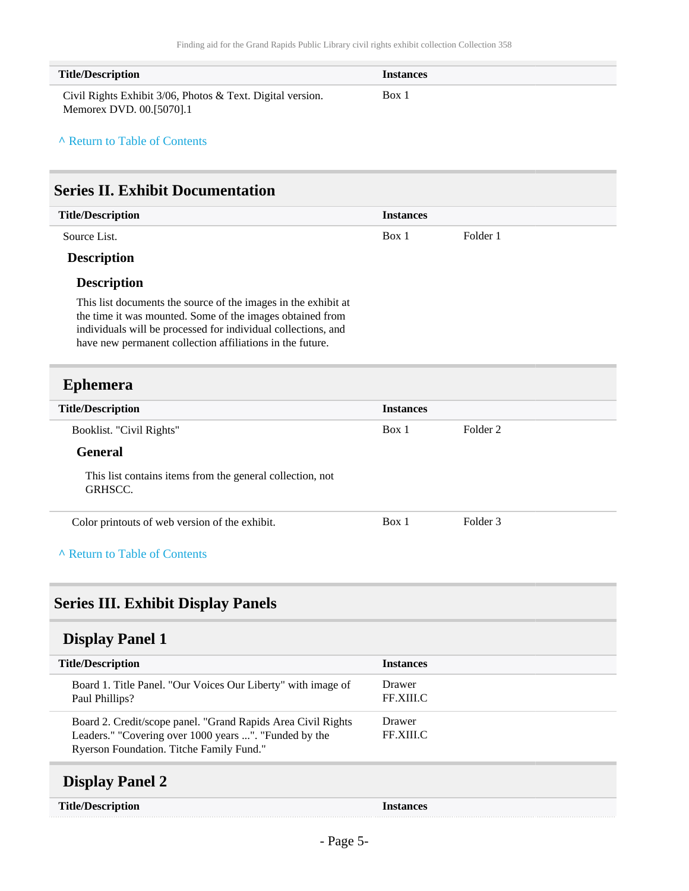| Title/Description | Instances | |
|---|---|---|
| Civil Rights Exhibit 3/06, Photos & Text. Digital version. Memorex DVD. 00.[5070].1 | Box 1 | |

^ Return to Table of Contents

## Series II. Exhibit Documentation

| Title/Description | Instances | |
|---|---|---|
| Source List. | Box 1 | Folder 1 |

**Description**

**Description**

This list documents the source of the images in the exhibit at the time it was mounted. Some of the images obtained from individuals will be processed for individual collections, and have new permanent collection affiliations in the future.

### Ephemera

| Title/Description | Instances | |
|---|---|---|
| Booklist. "Civil Rights" | Box 1 | Folder 2 |

**General**

This list contains items from the general collection, not GRHSCC.

| Title/Description | Instances | |
|---|---|---|
| Color printouts of web version of the exhibit. | Box 1 | Folder 3 |

^ Return to Table of Contents

## Series III. Exhibit Display Panels

### Display Panel 1

| Title/Description | Instances |
|---|---|
| Board 1. Title Panel. "Our Voices Our Liberty" with image of Paul Phillips? | Drawer FF.XIII.C |
| Board 2. Credit/scope panel. "Grand Rapids Area Civil Rights Leaders." "Covering over 1000 years ...". "Funded by the Ryerson Foundation. Titche Family Fund." | Drawer FF.XIII.C |

### Display Panel 2

| Title/Description | Instances |
|---|---|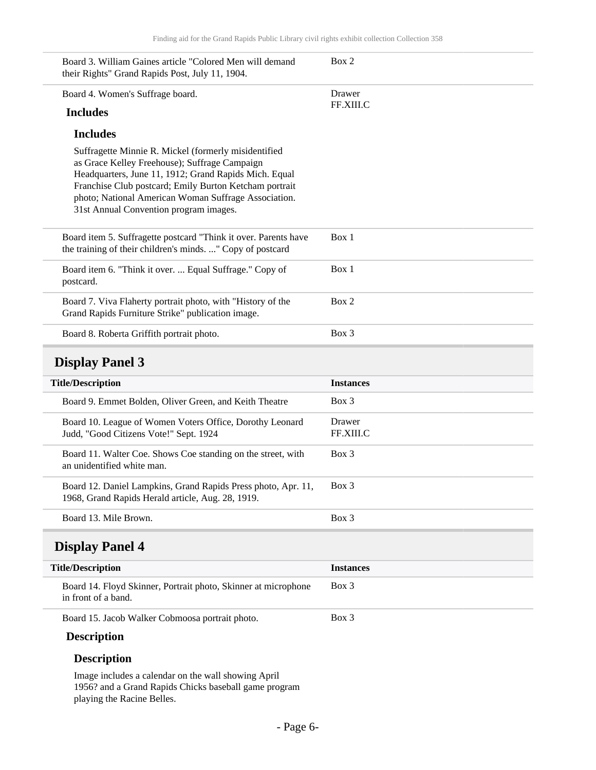| Title/Description | Instances |
|---|---|
| Board 3. William Gaines article "Colored Men will demand their Rights" Grand Rapids Post, July 11, 1904. | Box 2 |
| Board 4. Women's Suffrage board. | Drawer FF.XIII.C |

**Includes**

**Includes**

Suffragette Minnie R. Mickel (formerly misidentified as Grace Kelley Freehouse); Suffrage Campaign Headquarters, June 11, 1912; Grand Rapids Mich. Equal Franchise Club postcard; Emily Burton Ketcham portrait photo; National American Woman Suffrage Association. 31st Annual Convention program images.

| Title/Description | Instances |
|---|---|
| Board item 5. Suffragette postcard "Think it over. Parents have the training of their children's minds. ..." Copy of postcard | Box 1 |
| Board item 6. "Think it over. ... Equal Suffrage." Copy of postcard. | Box 1 |
| Board 7. Viva Flaherty portrait photo, with "History of the Grand Rapids Furniture Strike" publication image. | Box 2 |
| Board 8. Roberta Griffith portrait photo. | Box 3 |

## Display Panel 3

| Title/Description | Instances |
|---|---|
| Board 9. Emmet Bolden, Oliver Green, and Keith Theatre | Box 3 |
| Board 10. League of Women Voters Office, Dorothy Leonard Judd, "Good Citizens Vote!" Sept. 1924 | Drawer FF.XIII.C |
| Board 11. Walter Coe. Shows Coe standing on the street, with an unidentified white man. | Box 3 |
| Board 12. Daniel Lampkins, Grand Rapids Press photo, Apr. 11, 1968, Grand Rapids Herald article, Aug. 28, 1919. | Box 3 |
| Board 13. Mile Brown. | Box 3 |

## Display Panel 4

| Title/Description | Instances |
|---|---|
| Board 14. Floyd Skinner, Portrait photo, Skinner at microphone in front of a band. | Box 3 |
| Board 15. Jacob Walker Cobmoosa portrait photo. | Box 3 |

**Description**

**Description**

Image includes a calendar on the wall showing April 1956? and a Grand Rapids Chicks baseball game program playing the Racine Belles.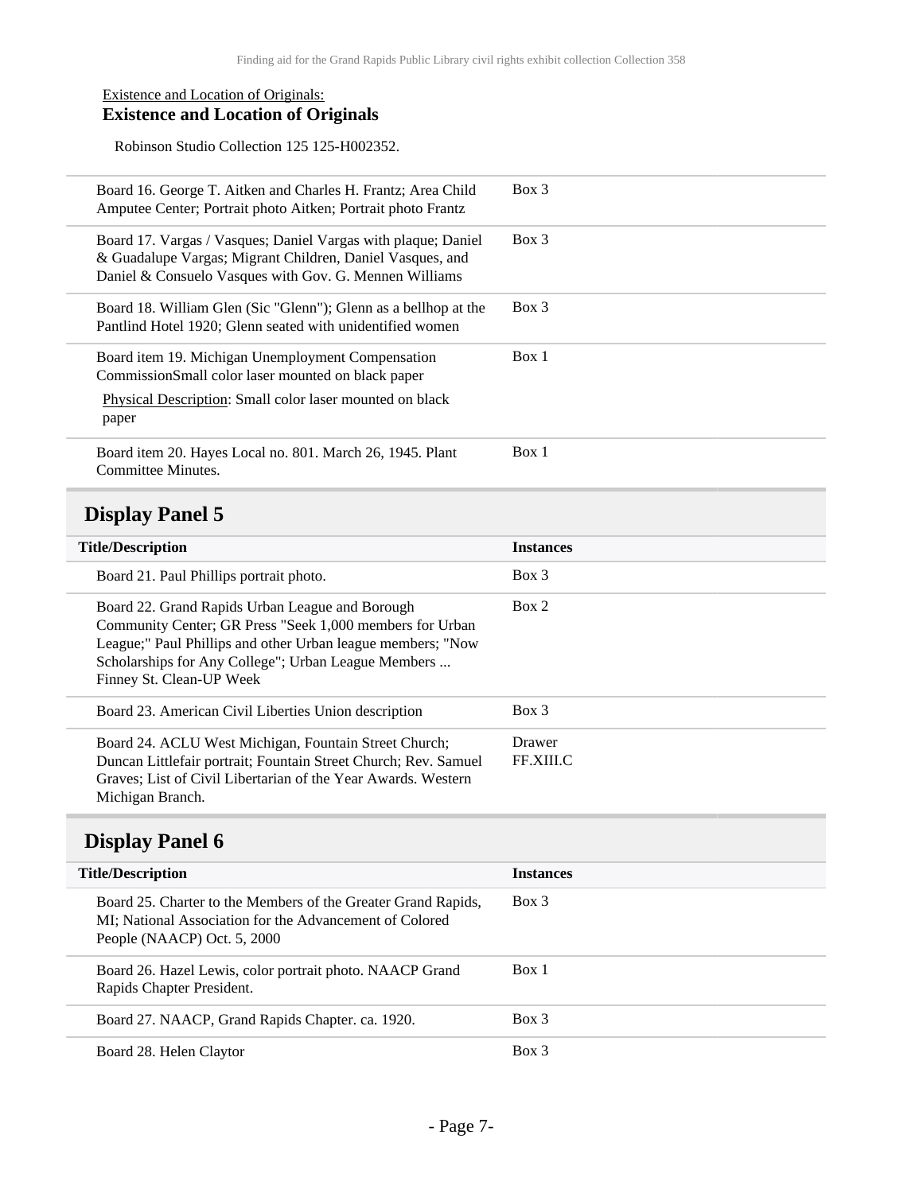Existence and Location of Originals:

**Existence and Location of Originals**

Robinson Studio Collection 125 125-H002352.

| | |
|---|---|
| Board 16. George T. Aitken and Charles H. Frantz; Area Child Amputee Center; Portrait photo Aitken; Portrait photo Frantz | Box 3 |
| Board 17. Vargas / Vasques; Daniel Vargas with plaque; Daniel & Guadalupe Vargas; Migrant Children, Daniel Vasques, and Daniel & Consuelo Vasques with Gov. G. Mennen Williams | Box 3 |
| Board 18. William Glen (Sic "Glenn"); Glenn as a bellhop at the Pantlind Hotel 1920; Glenn seated with unidentified women | Box 3 |
| Board item 19. Michigan Unemployment Compensation CommissionSmall color laser mounted on black paper<br>Physical Description: Small color laser mounted on black paper | Box 1 |
| Board item 20. Hayes Local no. 801. March 26, 1945. Plant Committee Minutes. | Box 1 |

## Display Panel 5

| Title/Description | Instances |
|---|---|
| Board 21. Paul Phillips portrait photo. | Box 3 |
| Board 22. Grand Rapids Urban League and Borough Community Center; GR Press "Seek 1,000 members for Urban League;" Paul Phillips and other Urban league members; "Now Scholarships for Any College"; Urban League Members ... Finney St. Clean-UP Week | Box 2 |
| Board 23. American Civil Liberties Union description | Box 3 |
| Board 24. ACLU West Michigan, Fountain Street Church; Duncan Littlefair portrait; Fountain Street Church; Rev. Samuel Graves; List of Civil Libertarian of the Year Awards. Western Michigan Branch. | Drawer FF.XIII.C |

## Display Panel 6

| Title/Description | Instances |
|---|---|
| Board 25. Charter to the Members of the Greater Grand Rapids, MI; National Association for the Advancement of Colored People (NAACP) Oct. 5, 2000 | Box 3 |
| Board 26. Hazel Lewis, color portrait photo. NAACP Grand Rapids Chapter President. | Box 1 |
| Board 27. NAACP, Grand Rapids Chapter. ca. 1920. | Box 3 |
| Board 28. Helen Claytor | Box 3 |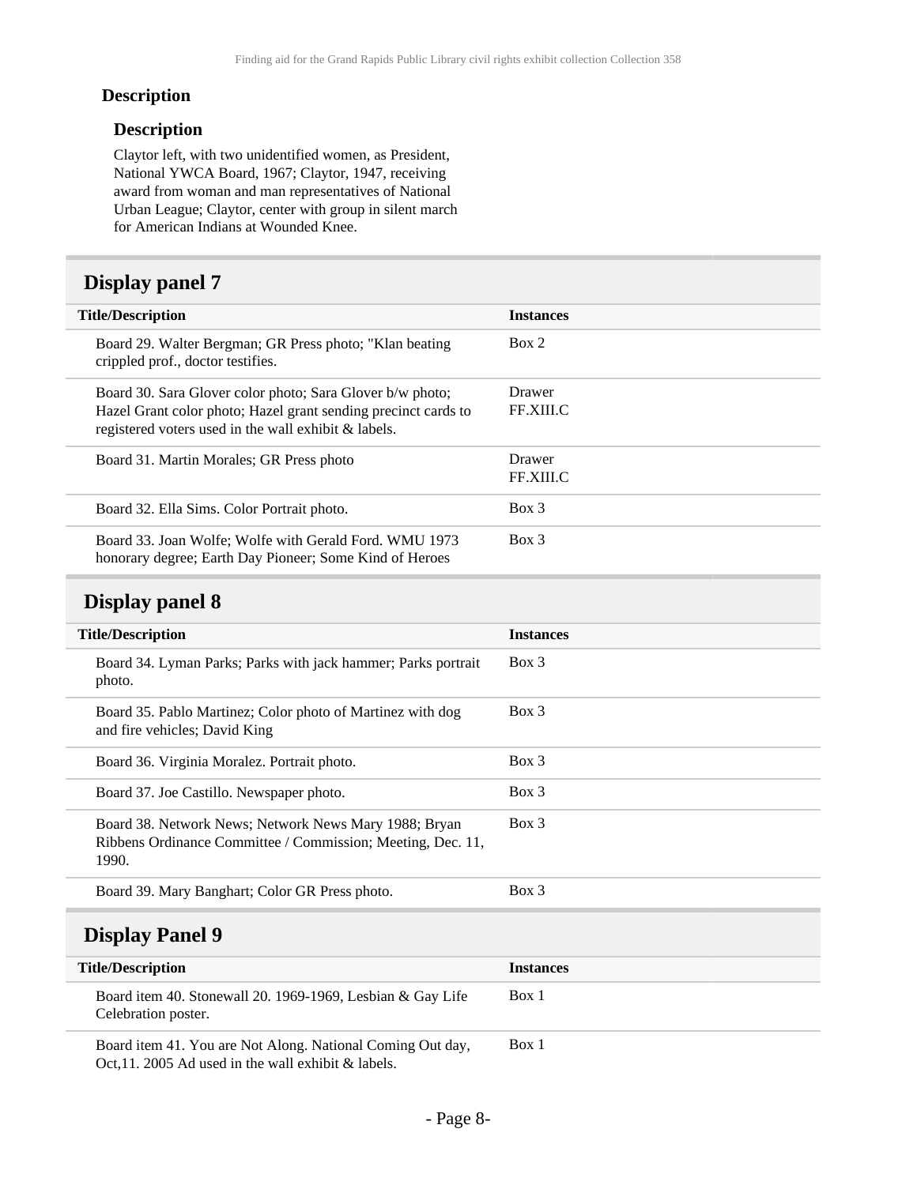### Description

#### Description

Claytor left, with two unidentified women, as President, National YWCA Board, 1967; Claytor, 1947, receiving award from woman and man representatives of National Urban League; Claytor, center with group in silent march for American Indians at Wounded Knee.

## Display panel 7

| Title/Description | Instances |
|---|---|
| Board 29. Walter Bergman; GR Press photo; "Klan beating crippled prof., doctor testifies. | Box 2 |
| Board 30. Sara Glover color photo; Sara Glover b/w photo; Hazel Grant color photo; Hazel grant sending precinct cards to registered voters used in the wall exhibit & labels. | Drawer FF.XIII.C |
| Board 31. Martin Morales; GR Press photo | Drawer FF.XIII.C |
| Board 32. Ella Sims. Color Portrait photo. | Box 3 |
| Board 33. Joan Wolfe; Wolfe with Gerald Ford. WMU 1973 honorary degree; Earth Day Pioneer; Some Kind of Heroes | Box 3 |

## Display panel 8

| Title/Description | Instances |
|---|---|
| Board 34. Lyman Parks; Parks with jack hammer; Parks portrait photo. | Box 3 |
| Board 35. Pablo Martinez; Color photo of Martinez with dog and fire vehicles; David King | Box 3 |
| Board 36. Virginia Moralez. Portrait photo. | Box 3 |
| Board 37. Joe Castillo. Newspaper photo. | Box 3 |
| Board 38. Network News; Network News Mary 1988; Bryan Ribbens Ordinance Committee / Commission; Meeting, Dec. 11, 1990. | Box 3 |
| Board 39. Mary Banghart; Color GR Press photo. | Box 3 |

## Display Panel 9

| Title/Description | Instances |
|---|---|
| Board item 40. Stonewall 20. 1969-1969, Lesbian & Gay Life Celebration poster. | Box 1 |
| Board item 41. You are Not Along. National Coming Out day, Oct,11. 2005 Ad used in the wall exhibit & labels. | Box 1 |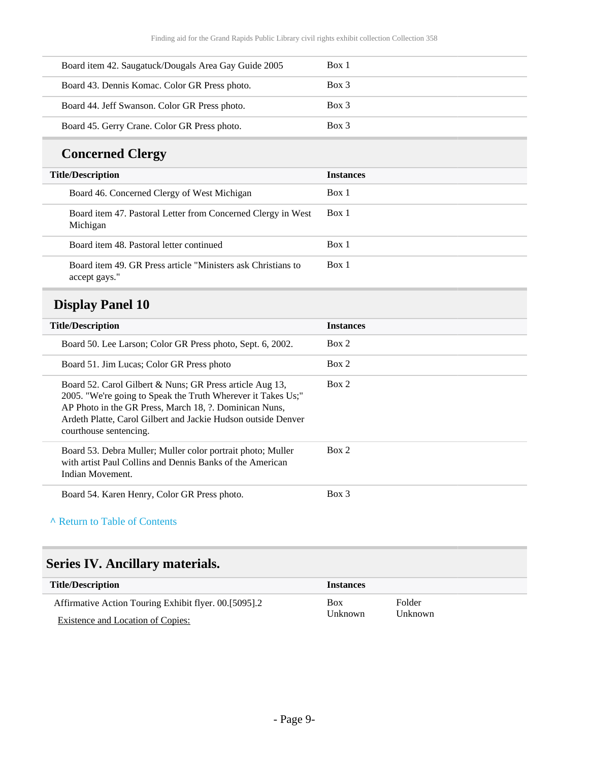| Title/Description | Instances |
| --- | --- |
| Board item 42. Saugatuck/Dougals Area Gay Guide 2005 | Box 1 |
| Board 43. Dennis Komac. Color GR Press photo. | Box 3 |
| Board 44. Jeff Swanson. Color GR Press photo. | Box 3 |
| Board 45. Gerry Crane. Color GR Press photo. | Box 3 |

### Concerned Clergy

| Title/Description | Instances |
| --- | --- |
| Board 46. Concerned Clergy of West Michigan | Box 1 |
| Board item 47. Pastoral Letter from Concerned Clergy in West Michigan | Box 1 |
| Board item 48. Pastoral letter continued | Box 1 |
| Board item 49. GR Press article "Ministers ask Christians to accept gays." | Box 1 |

## Display Panel 10

| Title/Description | Instances |
| --- | --- |
| Board 50. Lee Larson; Color GR Press photo, Sept. 6, 2002. | Box 2 |
| Board 51. Jim Lucas; Color GR Press photo | Box 2 |
| Board 52. Carol Gilbert & Nuns; GR Press article Aug 13, 2005. "We're going to Speak the Truth Wherever it Takes Us;" AP Photo in the GR Press, March 18, ?. Dominican Nuns, Ardeth Platte, Carol Gilbert and Jackie Hudson outside Denver courthouse sentencing. | Box 2 |
| Board 53. Debra Muller; Muller color portrait photo; Muller with artist Paul Collins and Dennis Banks of the American Indian Movement. | Box 2 |
| Board 54. Karen Henry, Color GR Press photo. | Box 3 |

^ Return to Table of Contents

## Series IV. Ancillary materials.

| Title/Description | Instances | |
| --- | --- | --- |
| Affirmative Action Touring Exhibit flyer. 00.[5095].2<br>Existence and Location of Copies: | Box Unknown | Folder Unknown |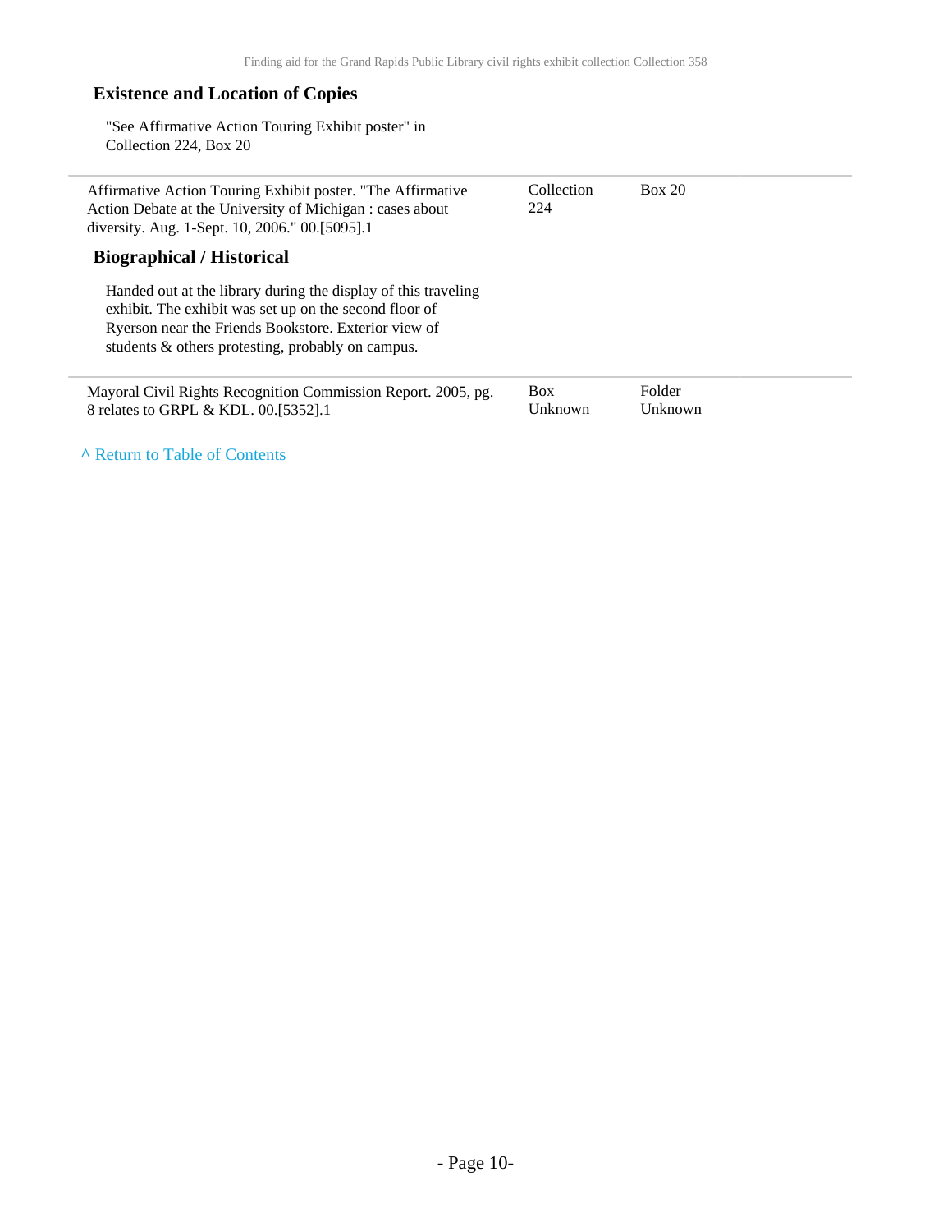### Existence and Location of Copies

"See Affirmative Action Touring Exhibit poster" in Collection 224, Box 20

| | | |
|---|---|---|
| Affirmative Action Touring Exhibit poster. "The Affirmative Action Debate at the University of Michigan : cases about diversity. Aug. 1-Sept. 10, 2006." 00.[5095].1 | Collection 224 | Box 20 |

### Biographical / Historical

Handed out at the library during the display of this traveling exhibit. The exhibit was set up on the second floor of Ryerson near the Friends Bookstore. Exterior view of students & others protesting, probably on campus.

| | | |
|---|---|---|
| Mayoral Civil Rights Recognition Commission Report. 2005, pg. 8 relates to GRPL & KDL. 00.[5352].1 | Box Unknown | Folder Unknown |

^ Return to Table of Contents